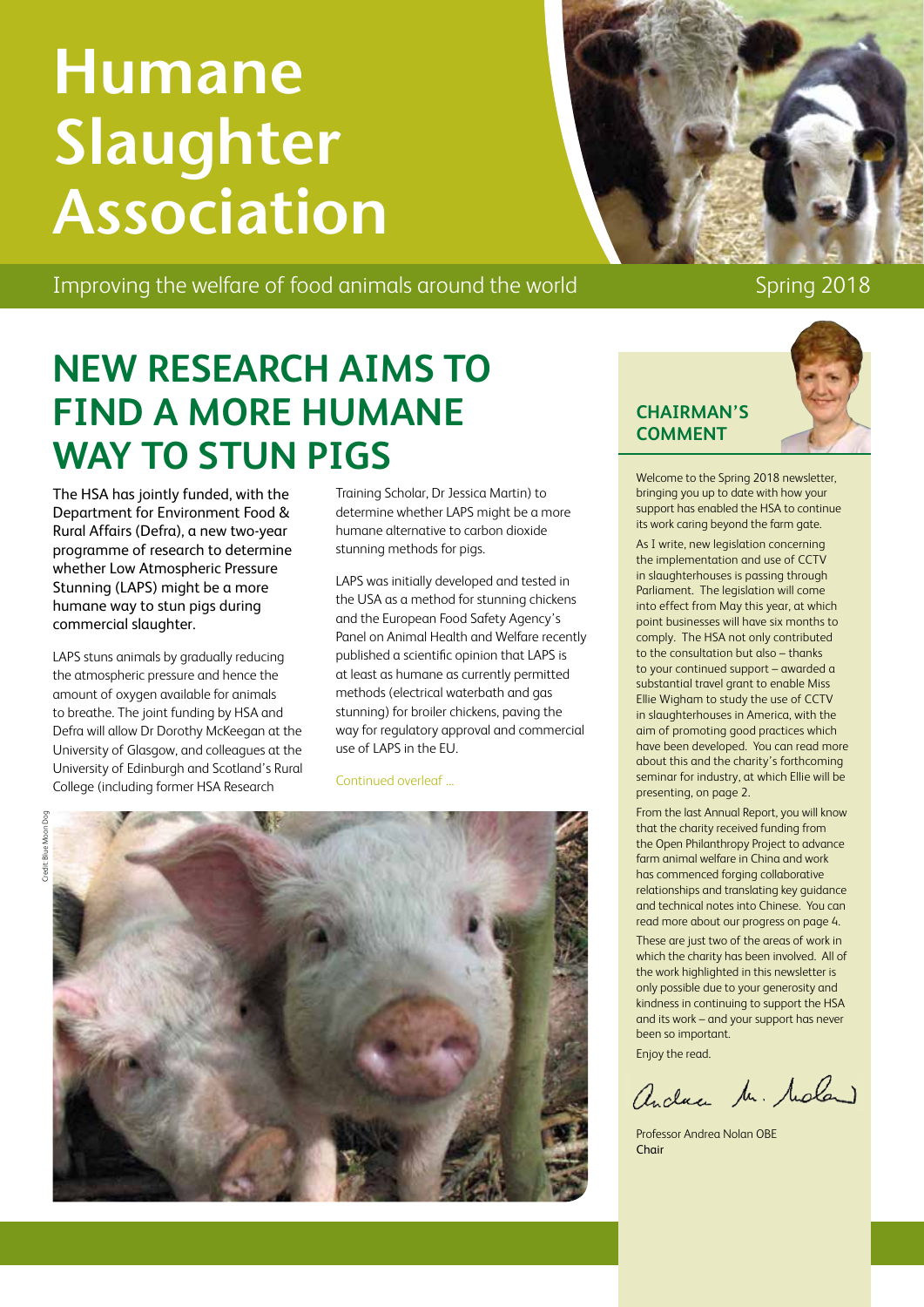# Humane Slaughter Association

Improving the welfare of food animals around the world

Spring 2018

## NEW RESEARCH AIMS TO FIND A MORE HUMANE WAY TO STUN PIGS

The HSA has jointly funded, with the Department for Environment Food & Rural Affairs (Defra), a new two-year programme of research to determine whether Low Atmospheric Pressure Stunning (LAPS) might be a more humane way to stun pigs during commercial slaughter.

LAPS stuns animals by gradually reducing the atmospheric pressure and hence the amount of oxygen available for animals to breathe. The joint funding by HSA and Defra will allow Dr Dorothy McKeegan at the University of Glasgow, and colleagues at the University of Edinburgh and Scotland's Rural College (including former HSA Research Training Scholar, Dr Jessica Martin) to determine whether LAPS might be a more humane alternative to carbon dioxide stunning methods for pigs.

LAPS was initially developed and tested in the USA as a method for stunning chickens and the European Food Safety Agency's Panel on Animal Health and Welfare recently published a scientific opinion that LAPS is at least as humane as currently permitted methods (electrical waterbath and gas stunning) for broiler chickens, paving the way for regulatory approval and commercial use of LAPS in the EU.

Continued overleaf ...

Credit: Blue Moon Dog

## CHAIRMAN'S COMMENT

Welcome to the Spring 2018 newsletter, bringing you up to date with how your support has enabled the HSA to continue its work caring beyond the farm gate.

As I write, new legislation concerning the implementation and use of CCTV in slaughterhouses is passing through Parliament. The legislation will come into effect from May this year, at which point businesses will have six months to comply. The HSA not only contributed to the consultation but also – thanks to your continued support – awarded a substantial travel grant to enable Miss Ellie Wigham to study the use of CCTV in slaughterhouses in America, with the aim of promoting good practices which have been developed. You can read more about this and the charity's forthcoming seminar for industry, at which Ellie will be presenting, on page 2.

From the last Annual Report, you will know that the charity received funding from the Open Philanthropy Project to advance farm animal welfare in China and work has commenced forging collaborative relationships and translating key guidance and technical notes into Chinese. You can read more about our progress on page 4.

These are just two of the areas of work in which the charity has been involved. All of the work highlighted in this newsletter is only possible due to your generosity and kindness in continuing to support the HSA and its work – and your support has never been so important.

Enjoy the read.

Andrea M. Nolan

Professor Andrea Nolan OBE
Chair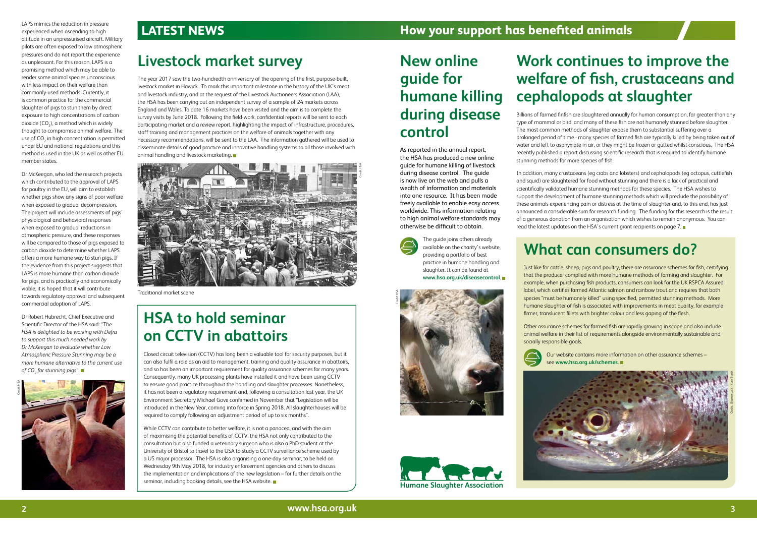LAPS mimics the reduction in pressure experienced when ascending to high altitude in an unpressurised aircraft. Military pilots are often exposed to low atmospheric pressures and do not report the experience as unpleasant. For this reason, LAPS is a promising method which may be able to render some animal species unconscious with less impact on their welfare than commonly-used methods. Currently, it is common practice for the commercial slaughter of pigs to stun them by direct exposure to high concentrations of carbon dioxide ($CO_2$), a method which is widely thought to compromise animal welfare. The use of $CO_2$ in high concentration is permitted under EU and national regulations and this method is used in the UK as well as other EU member states.

Dr McKeegan, who led the research projects which contributed to the approval of LAPS for poultry in the EU, will aim to establish whether pigs show any signs of poor welfare when exposed to gradual decompression. The project will include assessments of pigs' physiological and behavioral responses when exposed to gradual reductions in atmospheric pressure, and these responses will be compared to those of pigs exposed to carbon dioxide to determine whether LAPS offers a more humane way to stun pigs. If the evidence from this project suggests that LAPS is more humane than carbon dioxide for pigs, and is practically and economically viable, it is hoped that it will contribute towards regulatory approval and subsequent commercial adoption of LAPS.

Dr Robert Hubrecht, Chief Executive and Scientific Director of the HSA said: "*The HSA is delighted to be working with Defra to support this much needed work by Dr McKeegan to evaluate whether Low Atmospheric Pressure Stunning may be a more humane alternative to the current use of $CO_2$ for stunning pigs*".

# LATEST NEWS

## Livestock market survey

The year 2017 saw the two-hundredth anniversary of the opening of the first, purpose-built, livestock market in Hawick. To mark this important milestone in the history of the UK's meat and livestock industry, and at the request of the Livestock Auctioneers Association (LAA), the HSA has been carrying out an independent survey of a sample of 24 markets across England and Wales. To date 16 markets have been visited and the aim is to complete the survey visits by June 2018. Following the field-work, confidential reports will be sent to each participating market and a review report, highlighting the impact of infrastructure, procedures, staff training and management practices on the welfare of animals together with any necessary recommendations, will be sent to the LAA. The information gathered will be used to disseminate details of good practice and innovative handling systems to all those involved with animal handling and livestock marketing.

Traditional market scene

## HSA to hold seminar on CCTV in abattoirs

Closed circuit television (CCTV) has long been a valuable tool for security purposes, but it can also fulfil a role as an aid to management, training and quality assurance in abattoirs, and so has been an important requirement for quality assurance schemes for many years. Consequently, many UK processing plants have installed it and have been using CCTV to ensure good practice throughout the handling and slaughter processes. Nonetheless, it has not been a regulatory requirement and, following a consultation last year, the UK Environment Secretary Michael Gove confirmed in November that "Legislation will be introduced in the New Year, coming into force in Spring 2018. All slaughterhouses will be required to comply following an adjustment period of up to six months".

While CCTV can contribute to better welfare, it is not a panacea, and with the aim of maximising the potential benefits of CCTV, the HSA not only contributed to the consultation but also funded a veterinary surgeon who is also a PhD student at the University of Bristol to travel to the USA to study a CCTV surveillance scheme used by a US major processor. The HSA is also organising a one-day seminar, to be held on Wednesday 9th May 2018, for industry enforcement agencies and others to discuss the implementation and implications of the new legislation – for further details on the seminar, including booking details, see the HSA website.

# How your support has benefited animals

## New online guide for humane killing during disease control

As reported in the annual report, the HSA has produced a new online guide for humane killing of livestock during disease control. The guide is now live on the web and pulls a wealth of information and materials into one resource. It has been made freely available to enable easy access worldwide. This information relating to high animal welfare standards may otherwise be difficult to obtain.

The guide joins others already available on the charity's website, providing a portfolio of best practice in humane handling and slaughter. It can be found at **www.hsa.org.uk/diseasecontrol**.

Humane Slaughter Association

## Work continues to improve the welfare of fish, crustaceans and cephalopods at slaughter

Billions of farmed finfish are slaughtered annually for human consumption, far greater than any type of mammal or bird, and many of these fish are not humanely stunned before slaughter. The most common methods of slaughter expose them to substantial suffering over a prolonged period of time - many species of farmed fish are typically killed by being taken out of water and left to asphyxiate in air, or they might be frozen or gutted whilst conscious. The HSA recently published a report discussing scientific research that is required to identify humane stunning methods for more species of fish.

In addition, many crustaceans (eg crabs and lobsters) and cephalopods (eg octopus, cuttlefish and squid) are slaughtered for food without stunning and there is a lack of practical and scientifically validated humane stunning methods for these species. The HSA wishes to support the development of humane stunning methods which will preclude the possibility of these animals experiencing pain or distress at the time of slaughter and, to this end, has just announced a considerable sum for research funding. The funding for this research is the result of a generous donation from an organisation which wishes to remain anonymous. You can read the latest updates on the HSA's current grant recipients on page 7.

## What can consumers do?

Just like for cattle, sheep, pigs and poultry, there are assurance schemes for fish, certifying that the producer complied with more humane methods of farming and slaughter. For example, when purchasing fish products, consumers can look for the UK RSPCA Assured label, which certifies farmed Atlantic salmon and rainbow trout and requires that both species "must be humanely killed" using specified, permitted stunning methods. More humane slaughter of fish is associated with improvements in meat quality, for example firmer, translucent fillets with brighter colour and less gaping of the flesh.

Other assurance schemes for farmed fish are rapidly growing in scope and also include animal welfare in their list of requirements alongside environmentally sustainable and socially responsible goals.

Our website contains more information on other assurance schemes – see **www.hsa.org.uk/schemes**.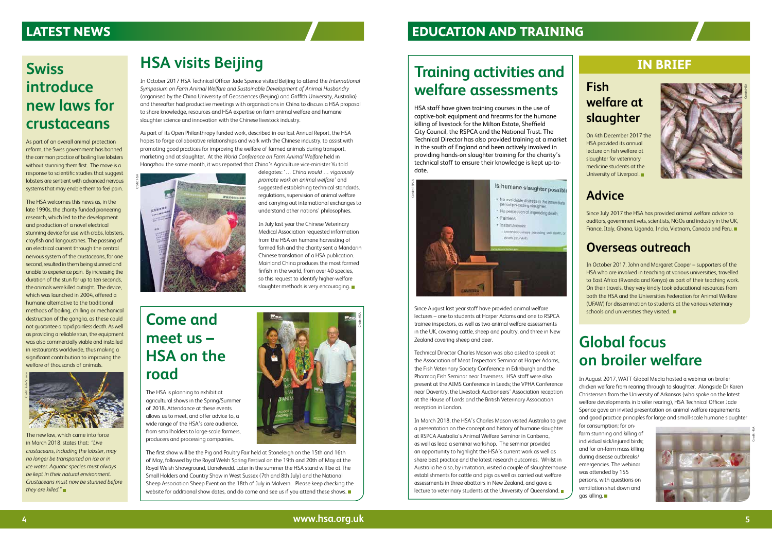# LATEST NEWS

## Swiss introduce new laws for crustaceans

As part of an overall animal protection reform, the Swiss government has banned the common practice of boiling live lobsters without stunning them first. The move is a response to scientific studies that suggest lobsters are sentient with advanced nervous systems that may enable them to feel pain.

The HSA welcomes this news as, in the late 1990s, the charity funded pioneering research, which led to the development and production of a novel electrical stunning device for use with crabs, lobsters, crayfish and langoustines. The passing of an electrical current through the central nervous system of the crustaceans, for one second, resulted in them being stunned and unable to experience pain. By increasing the duration of the stun for up to ten seconds, the animals were killed outright. The device, which was launched in 2004, offered a humane alternative to the traditional methods of boiling, chilling or mechanical destruction of the ganglia, as these could not guarantee a rapid painless death. As well as providing a reliable stun, the equipment was also commercially viable and installed in restaurants worldwide, thus making a significant contribution to improving the welfare of thousands of animals.

The new law, which came into force in March 2018, states that: *"Live crustaceans, including the lobster, may no longer be transported on ice or in ice water. Aquatic species must always be kept in their natural environment. Crustaceans must now be stunned before they are killed."*

## HSA visits Beijing

In October 2017 HSA Technical Officer Jade Spence visited Beijing to attend the *International Symposium on Farm Animal Welfare and Sustainable Development of Animal Husbandry* (organised by the China University of Geosciences (Beijing) and Griffith University, Australia) and thereafter had productive meetings with organisations in China to discuss a HSA proposal to share knowledge, resources and HSA expertise on farm animal welfare and humane slaughter science and innovation with the Chinese livestock industry.

As part of its Open Philanthropy funded work, described in our last Annual Report, the HSA hopes to forge collaborative relationships and work with the Chinese industry, to assist with promoting good practices for improving the welfare of farmed animals during transport, marketing and at slaughter. At the *World Conference on Farm Animal Welfare* held in Hangzhou the same month, it was reported that China's Agriculture vice-minister Yu told delegates: '*… China would … vigorously promote work on animal welfare*' and suggested establishing technical standards, regulations, supervision of animal welfare and carrying out international exchanges to understand other nations' philosophies.

In July last year the Chinese Veterinary Medical Association requested information from the HSA on humane harvesting of farmed fish and the charity sent a Mandarin Chinese translation of a HSA publication. Mainland China produces the most farmed finfish in the world, from over 40 species, so this request to identify higher-welfare slaughter methods is very encouraging.

## Come and meet us – HSA on the road

The HSA is planning to exhibit at agricultural shows in the Spring/Summer of 2018. Attendance at these events allows us to meet, and offer advice to, a wide range of the HSA's core audience, from smallholders to large-scale farmers, producers and processing companies.

The first show will be the Pig and Poultry Fair held at Stoneleigh on the 15th and 16th of May, followed by the Royal Welsh Spring Festival on the 19th and 20th of May at the Royal Welsh Showground, Llanelwedd. Later in the summer the HSA stand will be at The Small Holders and Country Show in West Sussex (7th and 8th July) and the National Sheep Association Sheep Event on the 18th of July in Malvern. Please keep checking the website for additional show dates, and do come and see us if you attend these shows.

# EDUCATION AND TRAINING

## Training activities and welfare assessments

HSA staff have given training courses in the use of captive-bolt equipment and firearms for the humane killing of livestock for the Milton Estate, Sheffield City Council, the RSPCA and the National Trust. The Technical Director has also provided training at a market in the south of England and been actively involved in providing hands-on slaughter training for the charity's technical staff to ensure their knowledge is kept up-to-date.

Since August last year staff have provided animal welfare lectures – one to students at Harper Adams and one to RSPCA trainee inspectors, as well as two animal welfare assessments in the UK, covering cattle, sheep and poultry, and three in New Zealand covering sheep and deer.

Technical Director Charles Mason was also asked to speak at the Association of Meat Inspectors Seminar at Harper Adams, the Fish Veterinary Society Conference in Edinburgh and the Pharmaq Fish Seminar near Inverness. HSA staff were also present at the AIMS Conference in Leeds; the VPHA Conference near Daventry, the Livestock Auctioneers' Association reception at the House of Lords and the British Veterinary Association reception in London.

In March 2018, the HSA's Charles Mason visited Australia to give a presentation on the concept and history of humane slaughter at RSPCA Australia's Animal Welfare Seminar in Canberra, as well as lead a seminar workshop. The seminar provided an opportunity to highlight the HSA's current work as well as share best practice and the latest research outcomes. Whilst in Australia he also, by invitation, visited a couple of slaughterhouse establishments for cattle and pigs as well as carried out welfare assessments in three abattoirs in New Zealand, and gave a lecture to veterinary students at the University of Queensland.

## IN BRIEF

### Fish welfare at slaughter

On 4th December 2017 the HSA provided its annual lecture on fish welfare at slaughter for veterinary medicine students at the University of Liverpool.

### Advice

Since July 2017 the HSA has provided animal welfare advice to auditors, government vets, scientists, NGOs and industry in the UK, France, Italy, Ghana, Uganda, India, Vietnam, Canada and Peru.

### Overseas outreach

In October 2017, John and Margaret Cooper – supporters of the HSA who are involved in teaching at various universities, travelled to East Africa (Rwanda and Kenya) as part of their teaching work. On their travels, they very kindly took educational resources from both the HSA and the Universities Federation for Animal Welfare (UFAW) for dissemination to students at the various veterinary schools and universities they visited.

## Global focus on broiler welfare

In August 2017, WATT Global Media hosted a webinar on broiler chicken welfare from rearing through to slaughter. Alongside Dr Karen Christensen from the University of Arkansas (who spoke on the latest welfare developments in broiler rearing), HSA Technical Officer Jade Spence gave an invited presentation on animal welfare requirements and good practice principles for large and small-scale humane slaughter for consumption; for on-farm stunning and killing of individual sick/injured birds; and for on-farm mass killing during disease outbreaks/emergencies. The webinar was attended by 155 persons, with questions on ventilation shut down and gas killing.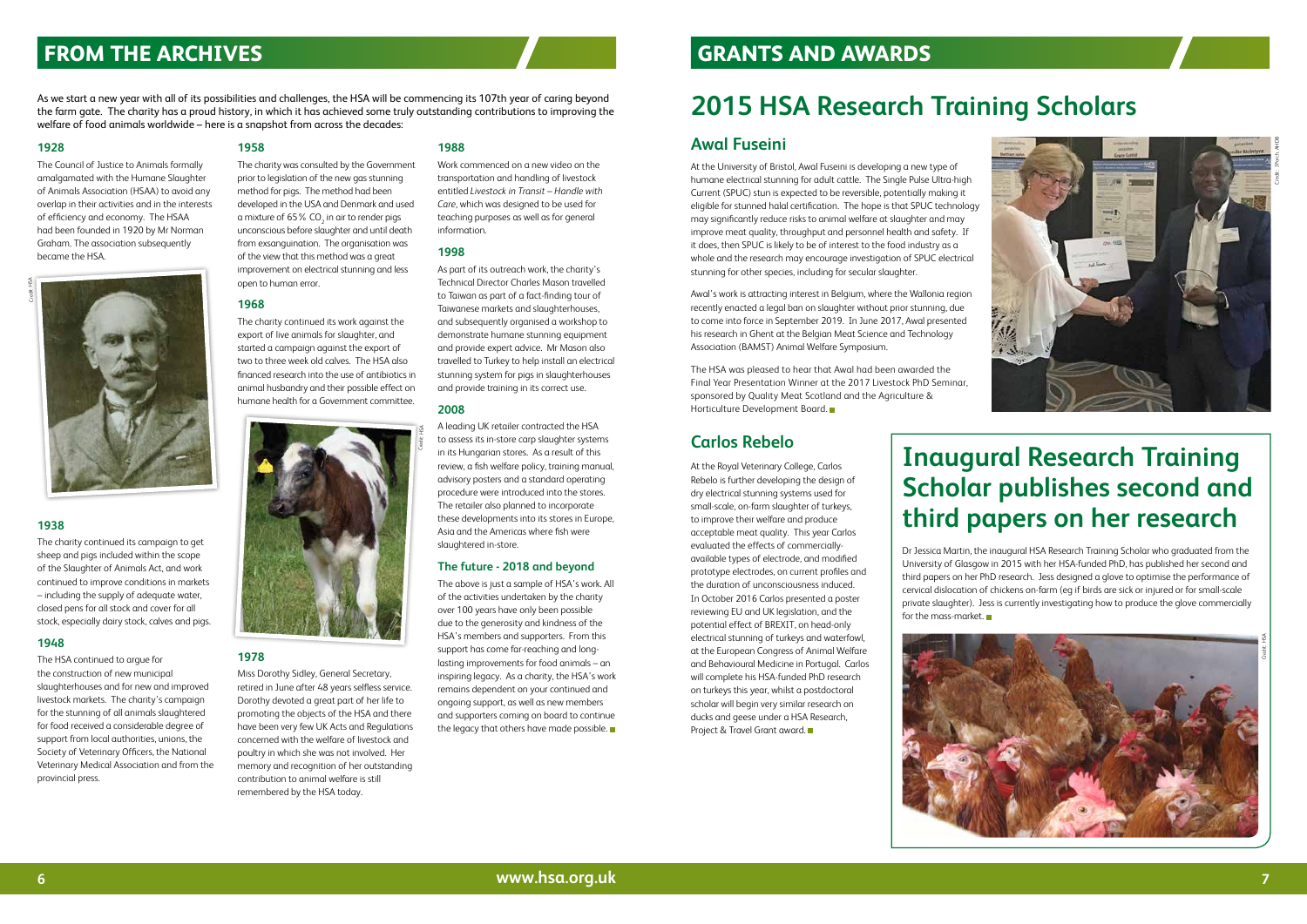## FROM THE ARCHIVES

As we start a new year with all of its possibilities and challenges, the HSA will be commencing its 107th year of caring beyond the farm gate. The charity has a proud history, in which it has achieved some truly outstanding contributions to improving the welfare of food animals worldwide – here is a snapshot from across the decades:

### 1928

The Council of Justice to Animals formally amalgamated with the Humane Slaughter of Animals Association (HSAA) to avoid any overlap in their activities and in the interests of efficiency and economy. The HSAA had been founded in 1920 by Mr Norman Graham. The association subsequently became the HSA.

Credit: HSA

### 1938

The charity continued its campaign to get sheep and pigs included within the scope of the Slaughter of Animals Act, and work continued to improve conditions in markets – including the supply of adequate water, closed pens for all stock and cover for all stock, especially dairy stock, calves and pigs.

### 1948

The HSA continued to argue for the construction of new municipal slaughterhouses and for new and improved livestock markets. The charity's campaign for the stunning of all animals slaughtered for food received a considerable degree of support from local authorities, unions, the Society of Veterinary Officers, the National Veterinary Medical Association and from the provincial press.

### 1958

The charity was consulted by the Government prior to legislation of the new gas stunning method for pigs. The method had been developed in the USA and Denmark and used a mixture of 65% $CO_2$ in air to render pigs unconscious before slaughter and until death from exsanguination. The organisation was of the view that this method was a great improvement on electrical stunning and less open to human error.

### 1968

The charity continued its work against the export of live animals for slaughter, and started a campaign against the export of two to three week old calves. The HSA also financed research into the use of antibiotics in animal husbandry and their possible effect on humane health for a Government committee.

Credit: HSA

### 1978

Miss Dorothy Sidley, General Secretary, retired in June after 48 years selfless service. Dorothy devoted a great part of her life to promoting the objects of the HSA and there have been very few UK Acts and Regulations concerned with the welfare of livestock and poultry in which she was not involved. Her memory and recognition of her outstanding contribution to animal welfare is still remembered by the HSA today.

### 1988

Work commenced on a new video on the transportation and handling of livestock entitled *Livestock in Transit – Handle with Care*, which was designed to be used for teaching purposes as well as for general information.

### 1998

As part of its outreach work, the charity's Technical Director Charles Mason travelled to Taiwan as part of a fact-finding tour of Taiwanese markets and slaughterhouses, and subsequently organised a workshop to demonstrate humane stunning equipment and provide expert advice. Mr Mason also travelled to Turkey to help install an electrical stunning system for pigs in slaughterhouses and provide training in its correct use.

### 2008

A leading UK retailer contracted the HSA to assess its in-store carp slaughter systems in its Hungarian stores. As a result of this review, a fish welfare policy, training manual, advisory posters and a standard operating procedure were introduced into the stores. The retailer also planned to incorporate these developments into its stores in Europe, Asia and the Americas where fish were slaughtered in-store.

### The future - 2018 and beyond

The above is just a sample of HSA's work. All of the activities undertaken by the charity over 100 years have only been possible due to the generosity and kindness of the HSA's members and supporters. From this support has come far-reaching and long-lasting improvements for food animals – an inspiring legacy. As a charity, the HSA's work remains dependent on your continued and ongoing support, as well as new members and supporters coming on board to continue the legacy that others have made possible.

## GRANTS AND AWARDS

# 2015 HSA Research Training Scholars

## Awal Fuseini

At the University of Bristol, Awal Fuseini is developing a new type of humane electrical stunning for adult cattle. The Single Pulse Ultra-high Current (SPUC) stun is expected to be reversible, potentially making it eligible for stunned halal certification. The hope is that SPUC technology may significantly reduce risks to animal welfare at slaughter and may improve meat quality, throughput and personnel health and safety. If it does, then SPUC is likely to be of interest to the food industry as a whole and the research may encourage investigation of SPUC electrical stunning for other species, including for secular slaughter.

Awal's work is attracting interest in Belgium, where the Wallonia region recently enacted a legal ban on slaughter without prior stunning, due to come into force in September 2019. In June 2017, Awal presented his research in Ghent at the Belgian Meat Science and Technology Association (BAMST) Animal Welfare Symposium.

The HSA was pleased to hear that Awal had been awarded the Final Year Presentation Winner at the 2017 Livestock PhD Seminar, sponsored by Quality Meat Scotland and the Agriculture & Horticulture Development Board.

Credit: J Pratt, AHDB

## Carlos Rebelo

At the Royal Veterinary College, Carlos Rebelo is further developing the design of dry electrical stunning systems used for small-scale, on-farm slaughter of turkeys, to improve their welfare and produce acceptable meat quality. This year Carlos evaluated the effects of commercially-available types of electrode, and modified prototype electrodes, on current profiles and the duration of unconsciousness induced. In October 2016 Carlos presented a poster reviewing EU and UK legislation, and the potential effect of BREXIT, on head-only electrical stunning of turkeys and waterfowl, at the European Congress of Animal Welfare and Behavioural Medicine in Portugal. Carlos will complete his HSA-funded PhD research on turkeys this year, whilst a postdoctoral scholar will begin very similar research on ducks and geese under a HSA Research, Project & Travel Grant award.

# Inaugural Research Training Scholar publishes second and third papers on her research

Dr Jessica Martin, the inaugural HSA Research Training Scholar who graduated from the University of Glasgow in 2015 with her HSA-funded PhD, has published her second and third papers on her PhD research. Jess designed a glove to optimise the performance of cervical dislocation of chickens on-farm (eg if birds are sick or injured or for small-scale private slaughter). Jess is currently investigating how to produce the glove commercially for the mass-market.

Credit: HSA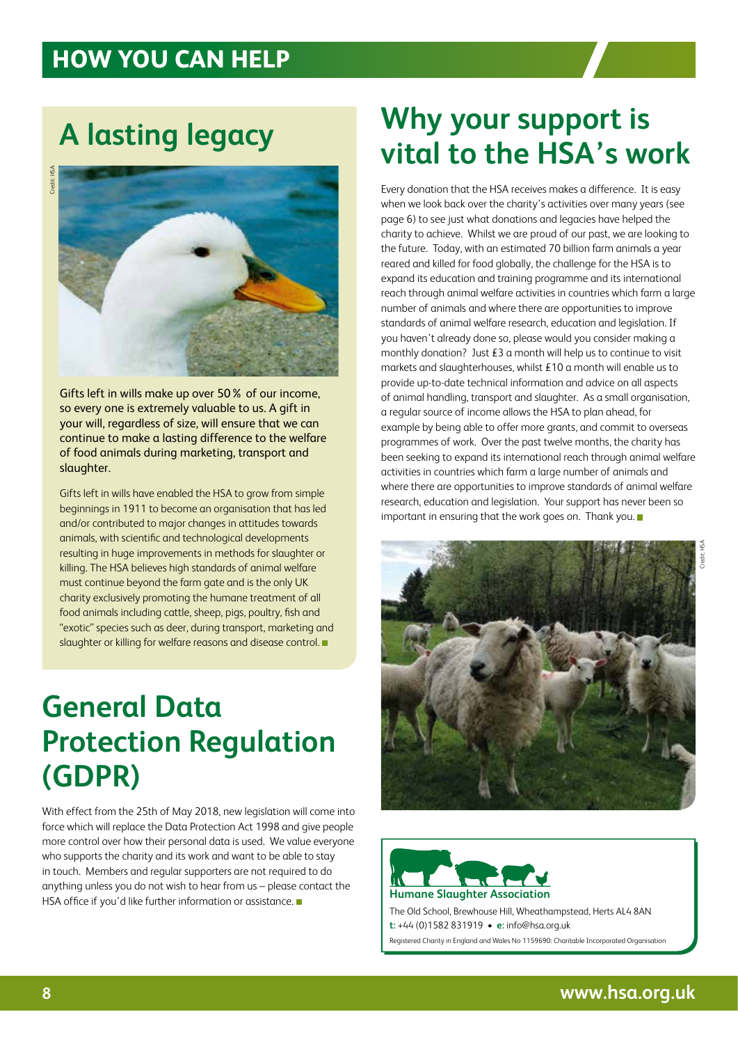## HOW YOU CAN HELP

## A lasting legacy

Credit: HSA

Gifts left in wills make up over 50% of our income, so every one is extremely valuable to us. A gift in your will, regardless of size, will ensure that we can continue to make a lasting difference to the welfare of food animals during marketing, transport and slaughter.

Gifts left in wills have enabled the HSA to grow from simple beginnings in 1911 to become an organisation that has led and/or contributed to major changes in attitudes towards animals, with scientific and technological developments resulting in huge improvements in methods for slaughter or killing. The HSA believes high standards of animal welfare must continue beyond the farm gate and is the only UK charity exclusively promoting the humane treatment of all food animals including cattle, sheep, pigs, poultry, fish and "exotic" species such as deer, during transport, marketing and slaughter or killing for welfare reasons and disease control.

## General Data Protection Regulation (GDPR)

With effect from the 25th of May 2018, new legislation will come into force which will replace the Data Protection Act 1998 and give people more control over how their personal data is used. We value everyone who supports the charity and its work and want to be able to stay in touch. Members and regular supporters are not required to do anything unless you do not wish to hear from us – please contact the HSA office if you'd like further information or assistance.

## Why your support is vital to the HSA's work

Every donation that the HSA receives makes a difference. It is easy when we look back over the charity's activities over many years (see page 6) to see just what donations and legacies have helped the charity to achieve. Whilst we are proud of our past, we are looking to the future. Today, with an estimated 70 billion farm animals a year reared and killed for food globally, the challenge for the HSA is to expand its education and training programme and its international reach through animal welfare activities in countries which farm a large number of animals and where there are opportunities to improve standards of animal welfare research, education and legislation. If you haven't already done so, please would you consider making a monthly donation? Just £3 a month will help us to continue to visit markets and slaughterhouses, whilst £10 a month will enable us to provide up-to-date technical information and advice on all aspects of animal handling, transport and slaughter. As a small organisation, a regular source of income allows the HSA to plan ahead, for example by being able to offer more grants, and commit to overseas programmes of work. Over the past twelve months, the charity has been seeking to expand its international reach through animal welfare activities in countries which farm a large number of animals and where there are opportunities to improve standards of animal welfare research, education and legislation. Your support has never been so important in ensuring that the work goes on. Thank you.

Credit: HSA

**Humane Slaughter Association**

The Old School, Brewhouse Hill, Wheathampstead, Herts AL4 8AN
**t:** +44 (0)1582 831919 • **e:** info@hsa.org.uk

Registered Charity in England and Wales No 1159690: Charitable Incorporated Organisation